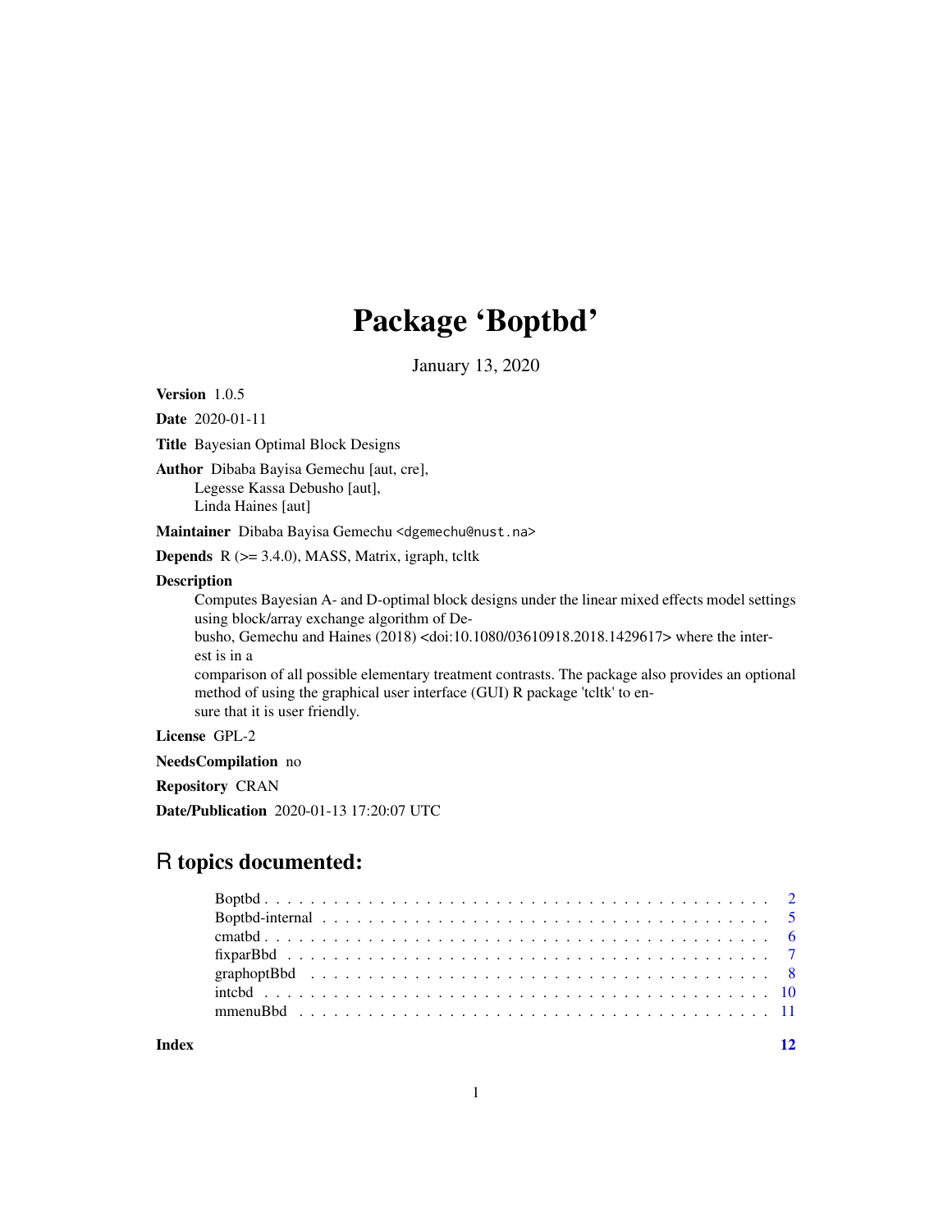# Package 'Boptbd'

January 13, 2020

**Version** 1.0.5

**Date** 2020-01-11

**Title** Bayesian Optimal Block Designs

**Author** Dibaba Bayisa Gemechu [aut, cre],
Legesse Kassa Debusho [aut],
Linda Haines [aut]

**Maintainer** Dibaba Bayisa Gemechu <dgemechu@nust.na>

**Depends** R (>= 3.4.0), MASS, Matrix, igraph, tcltk

**Description**
Computes Bayesian A- and D-optimal block designs under the linear mixed effects model settings using block/array exchange algorithm of Debusho, Gemechu and Haines (2018) <doi:10.1080/03610918.2018.1429617> where the interest is in a comparison of all possible elementary treatment contrasts. The package also provides an optional method of using the graphical user interface (GUI) R package 'tcltk' to ensure that it is user friendly.

**License** GPL-2

**NeedsCompilation** no

**Repository** CRAN

**Date/Publication** 2020-01-13 17:20:07 UTC

## R topics documented:

| | |
|---|---|
| Boptbd | 2 |
| Boptbd-internal | 5 |
| cmatbd | 6 |
| fixparBbd | 7 |
| graphoptBbd | 8 |
| intcbd | 10 |
| mmenuBbd | 11 |
| **Index** | **12** |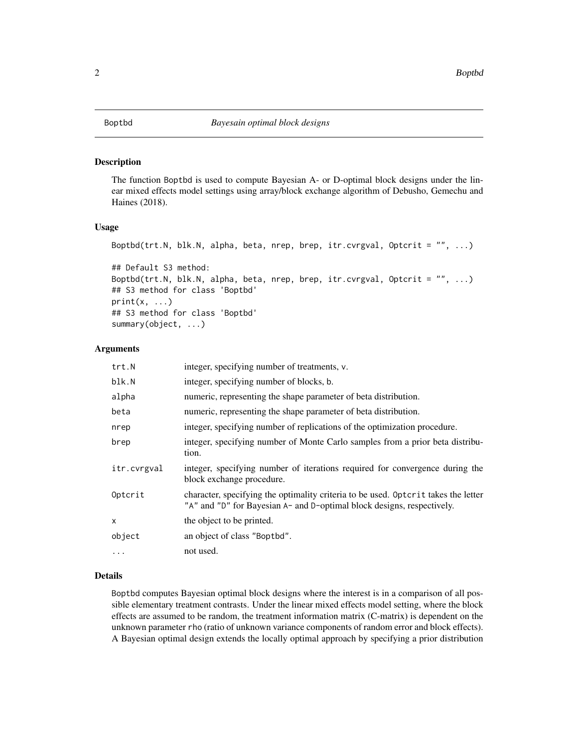# Boptbd — *Bayesain optimal block designs*

## Description

The function Boptbd is used to compute Bayesian A- or D-optimal block designs under the linear mixed effects model settings using array/block exchange algorithm of Debusho, Gemechu and Haines (2018).

## Usage

```
Boptbd(trt.N, blk.N, alpha, beta, nrep, brep, itr.cvrgval, Optcrit = "", ...)

## Default S3 method:
Boptbd(trt.N, blk.N, alpha, beta, nrep, brep, itr.cvrgval, Optcrit = "", ...)
## S3 method for class 'Boptbd'
print(x, ...)
## S3 method for class 'Boptbd'
summary(object, ...)
```

## Arguments

| Argument | Description |
|---|---|
| trt.N | integer, specifying number of treatments, v. |
| blk.N | integer, specifying number of blocks, b. |
| alpha | numeric, representing the shape parameter of beta distribution. |
| beta | numeric, representing the shape parameter of beta distribution. |
| nrep | integer, specifying number of replications of the optimization procedure. |
| brep | integer, specifying number of Monte Carlo samples from a prior beta distribution. |
| itr.cvrgval | integer, specifying number of iterations required for convergence during the block exchange procedure. |
| Optcrit | character, specifying the optimality criteria to be used. Optcrit takes the letter "A" and "D" for Bayesian A- and D-optimal block designs, respectively. |
| x | the object to be printed. |
| object | an object of class "Boptbd". |
| ... | not used. |

## Details

Boptbd computes Bayesian optimal block designs where the interest is in a comparison of all possible elementary treatment contrasts. Under the linear mixed effects model setting, where the block effects are assumed to be random, the treatment information matrix (C-matrix) is dependent on the unknown parameter rho (ratio of unknown variance components of random error and block effects). A Bayesian optimal design extends the locally optimal approach by specifying a prior distribution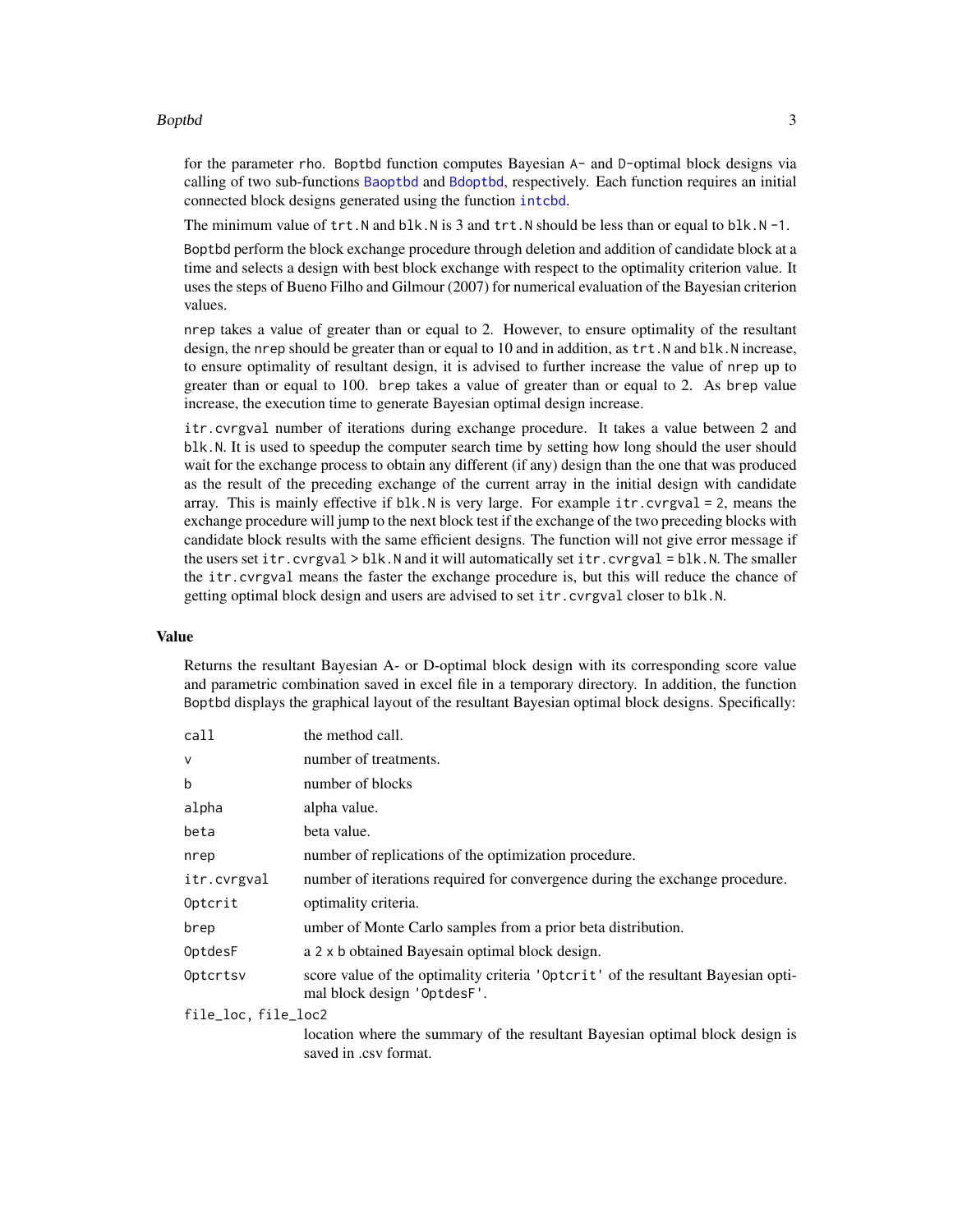for the parameter rho. Boptbd function computes Bayesian A- and D-optimal block designs via calling of two sub-functions Baoptbd and Bdoptbd, respectively. Each function requires an initial connected block designs generated using the function intcbd.

The minimum value of trt.N and blk.N is 3 and trt.N should be less than or equal to blk.N -1.

Boptbd perform the block exchange procedure through deletion and addition of candidate block at a time and selects a design with best block exchange with respect to the optimality criterion value. It uses the steps of Bueno Filho and Gilmour (2007) for numerical evaluation of the Bayesian criterion values.

nrep takes a value of greater than or equal to 2. However, to ensure optimality of the resultant design, the nrep should be greater than or equal to 10 and in addition, as trt.N and blk.N increase, to ensure optimality of resultant design, it is advised to further increase the value of nrep up to greater than or equal to 100. brep takes a value of greater than or equal to 2. As brep value increase, the execution time to generate Bayesian optimal design increase.

itr.cvrgval number of iterations during exchange procedure. It takes a value between 2 and blk.N. It is used to speedup the computer search time by setting how long should the user should wait for the exchange process to obtain any different (if any) design than the one that was produced as the result of the preceding exchange of the current array in the initial design with candidate array. This is mainly effective if blk.N is very large. For example itr.cvrgval = 2, means the exchange procedure will jump to the next block test if the exchange of the two preceding blocks with candidate block results with the same efficient designs. The function will not give error message if the users set itr.cvrgval > blk.N and it will automatically set itr.cvrgval = blk.N. The smaller the itr.cvrgval means the faster the exchange procedure is, but this will reduce the chance of getting optimal block design and users are advised to set itr.cvrgval closer to blk.N.

## Value

Returns the resultant Bayesian A- or D-optimal block design with its corresponding score value and parametric combination saved in excel file in a temporary directory. In addition, the function Boptbd displays the graphical layout of the resultant Bayesian optimal block designs. Specifically:

| | |
|---|---|
| call | the method call. |
| v | number of treatments. |
| b | number of blocks |
| alpha | alpha value. |
| beta | beta value. |
| nrep | number of replications of the optimization procedure. |
| itr.cvrgval | number of iterations required for convergence during the exchange procedure. |
| Optcrit | optimality criteria. |
| brep | umber of Monte Carlo samples from a prior beta distribution. |
| OptdesF | a 2 x b obtained Bayesain optimal block design. |
| Optcrtsv | score value of the optimality criteria 'Optcrit' of the resultant Bayesian optimal block design 'OptdesF'. |
| file_loc, file_loc2 | location where the summary of the resultant Bayesian optimal block design is saved in .csv format. |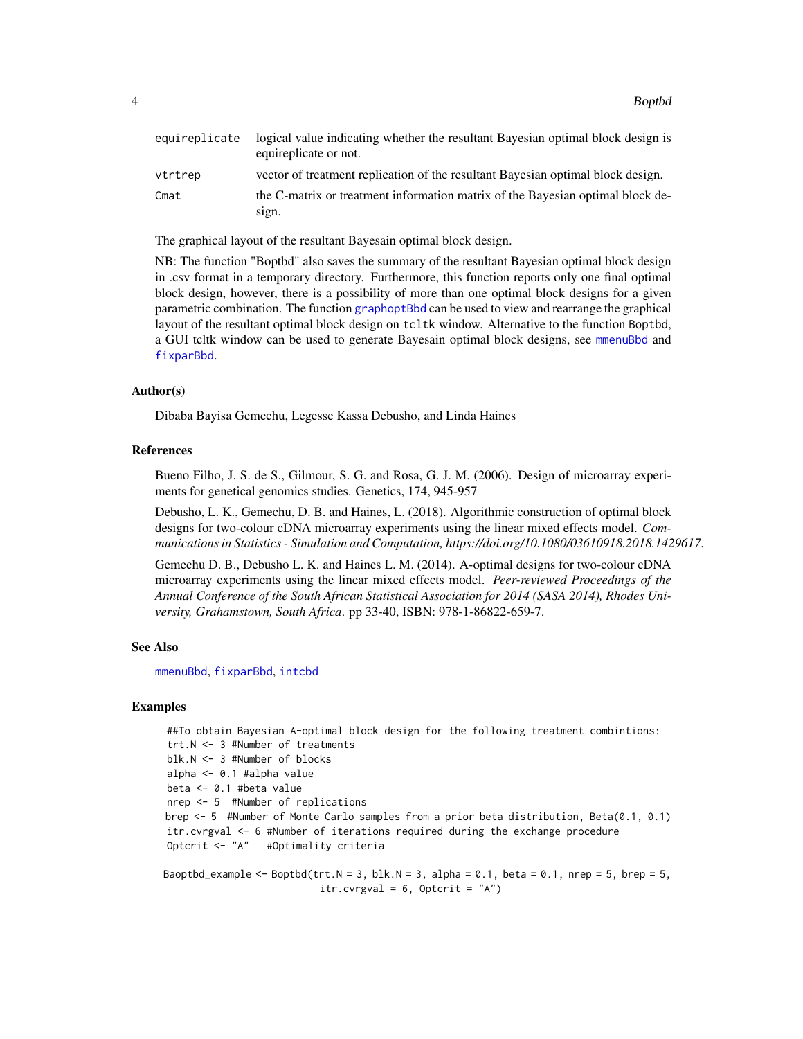| | |
|---|---|
| equireplicate | logical value indicating whether the resultant Bayesian optimal block design is equireplicate or not. |
| vtrtrep | vector of treatment replication of the resultant Bayesian optimal block design. |
| Cmat | the C-matrix or treatment information matrix of the Bayesian optimal block design. |

The graphical layout of the resultant Bayesain optimal block design.

NB: The function "Boptbd" also saves the summary of the resultant Bayesian optimal block design in .csv format in a temporary directory. Furthermore, this function reports only one final optimal block design, however, there is a possibility of more than one optimal block designs for a given parametric combination. The function graphoptBbd can be used to view and rearrange the graphical layout of the resultant optimal block design on tcltk window. Alternative to the function Boptbd, a GUI tcltk window can be used to generate Bayesain optimal block designs, see mmenuBbd and fixparBbd.

### Author(s)

Dibaba Bayisa Gemechu, Legesse Kassa Debusho, and Linda Haines

### References

Bueno Filho, J. S. de S., Gilmour, S. G. and Rosa, G. J. M. (2006). Design of microarray experiments for genetical genomics studies. Genetics, 174, 945-957

Debusho, L. K., Gemechu, D. B. and Haines, L. (2018). Algorithmic construction of optimal block designs for two-colour cDNA microarray experiments using the linear mixed effects model. *Communications in Statistics - Simulation and Computation, https://doi.org/10.1080/03610918.2018.1429617*.

Gemechu D. B., Debusho L. K. and Haines L. M. (2014). A-optimal designs for two-colour cDNA microarray experiments using the linear mixed effects model. *Peer-reviewed Proceedings of the Annual Conference of the South African Statistical Association for 2014 (SASA 2014), Rhodes University, Grahamstown, South Africa*. pp 33-40, ISBN: 978-1-86822-659-7.

### See Also

mmenuBbd, fixparBbd, intcbd

### Examples

```
##To obtain Bayesian A-optimal block design for the following treatment combintions:
trt.N <- 3 #Number of treatments
blk.N <- 3 #Number of blocks
alpha <- 0.1 #alpha value
beta <- 0.1 #beta value
nrep <- 5  #Number of replications
brep <- 5  #Number of Monte Carlo samples from a prior beta distribution, Beta(0.1, 0.1)
itr.cvrgval <- 6 #Number of iterations required during the exchange procedure
Optcrit <- "A"   #Optimality criteria

Baoptbd_example <- Boptbd(trt.N = 3, blk.N = 3, alpha = 0.1, beta = 0.1, nrep = 5, brep = 5,
                         itr.cvrgval = 6, Optcrit = "A")
```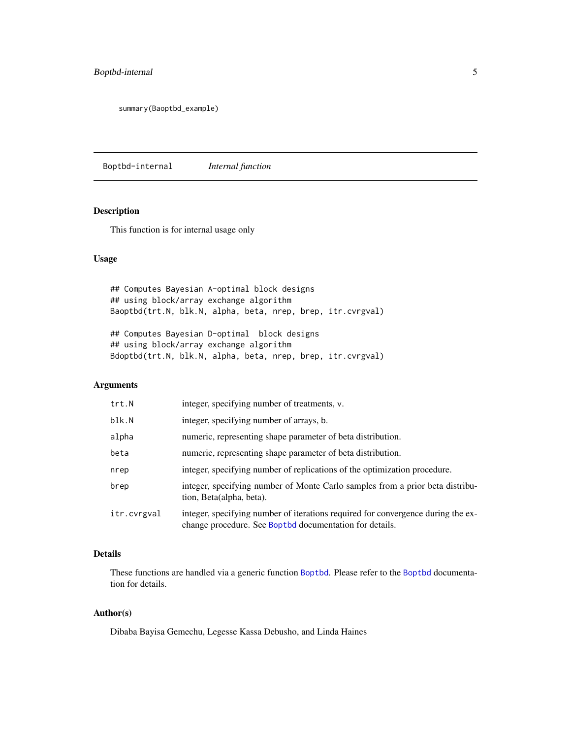```
summary(Baoptbd_example)
```

## Boptbd-internal *Internal function*

### Description

This function is for internal usage only

### Usage

```
## Computes Bayesian A-optimal block designs
## using block/array exchange algorithm
Baoptbd(trt.N, blk.N, alpha, beta, nrep, brep, itr.cvrgval)

## Computes Bayesian D-optimal  block designs
## using block/array exchange algorithm
Bdoptbd(trt.N, blk.N, alpha, beta, nrep, brep, itr.cvrgval)
```

### Arguments

| | |
|---|---|
| trt.N | integer, specifying number of treatments, v. |
| blk.N | integer, specifying number of arrays, b. |
| alpha | numeric, representing shape parameter of beta distribution. |
| beta | numeric, representing shape parameter of beta distribution. |
| nrep | integer, specifying number of replications of the optimization procedure. |
| brep | integer, specifying number of Monte Carlo samples from a prior beta distribution, Beta(alpha, beta). |
| itr.cvrgval | integer, specifying number of iterations required for convergence during the exchange procedure. See Boptbd documentation for details. |

### Details

These functions are handled via a generic function Boptbd. Please refer to the Boptbd documentation for details.

### Author(s)

Dibaba Bayisa Gemechu, Legesse Kassa Debusho, and Linda Haines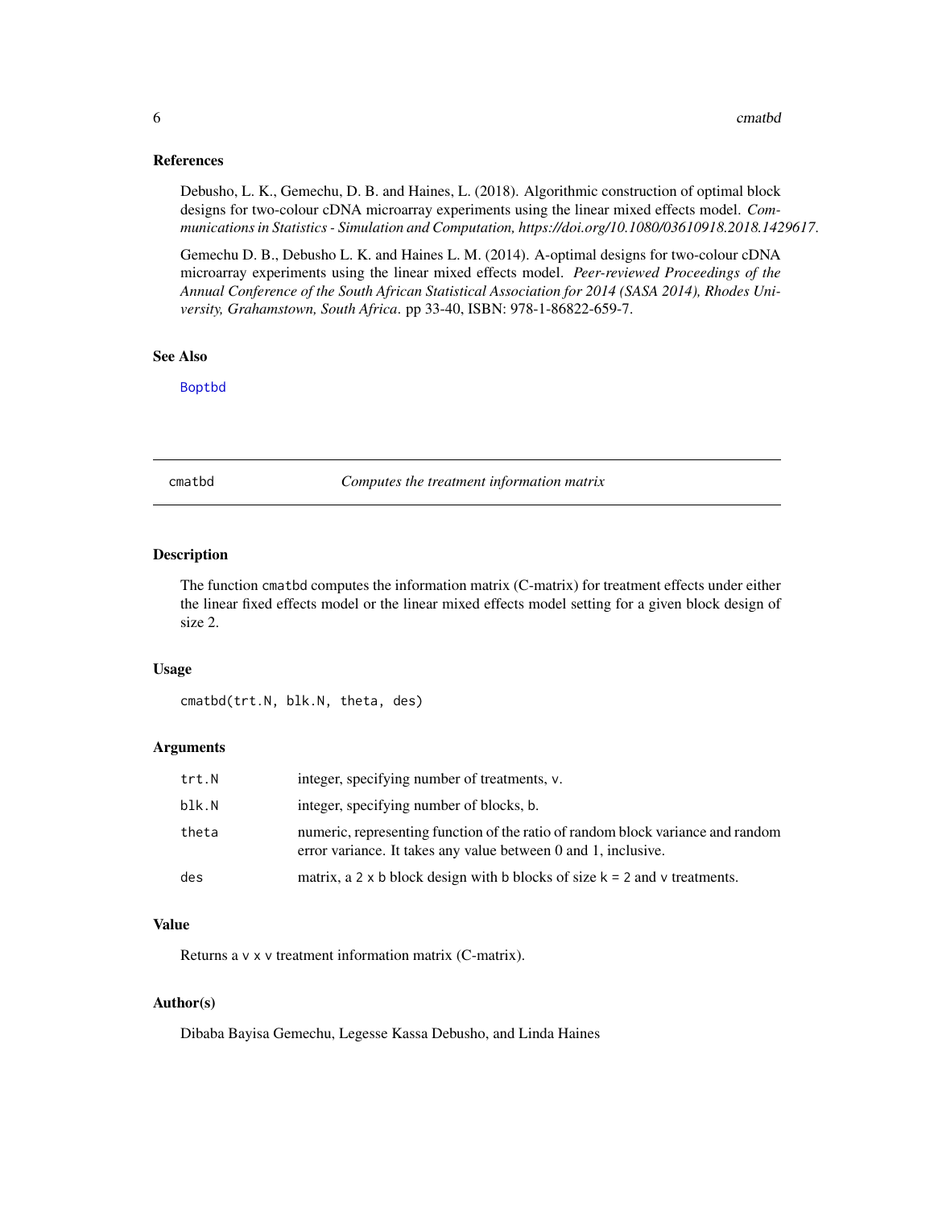## References

Debusho, L. K., Gemechu, D. B. and Haines, L. (2018). Algorithmic construction of optimal block designs for two-colour cDNA microarray experiments using the linear mixed effects model. *Communications in Statistics - Simulation and Computation, https://doi.org/10.1080/03610918.2018.1429617.*

Gemechu D. B., Debusho L. K. and Haines L. M. (2014). A-optimal designs for two-colour cDNA microarray experiments using the linear mixed effects model. *Peer-reviewed Proceedings of the Annual Conference of the South African Statistical Association for 2014 (SASA 2014), Rhodes University, Grahamstown, South Africa*. pp 33-40, ISBN: 978-1-86822-659-7.

## See Also

Boptbd

---

# cmatbd *Computes the treatment information matrix*

## Description

The function cmatbd computes the information matrix (C-matrix) for treatment effects under either the linear fixed effects model or the linear mixed effects model setting for a given block design of size 2.

## Usage

```
cmatbd(trt.N, blk.N, theta, des)
```

## Arguments

| | |
|---|---|
| trt.N | integer, specifying number of treatments, v. |
| blk.N | integer, specifying number of blocks, b. |
| theta | numeric, representing function of the ratio of random block variance and random error variance. It takes any value between 0 and 1, inclusive. |
| des | matrix, a 2 x b block design with b blocks of size k = 2 and v treatments. |

## Value

Returns a v x v treatment information matrix (C-matrix).

## Author(s)

Dibaba Bayisa Gemechu, Legesse Kassa Debusho, and Linda Haines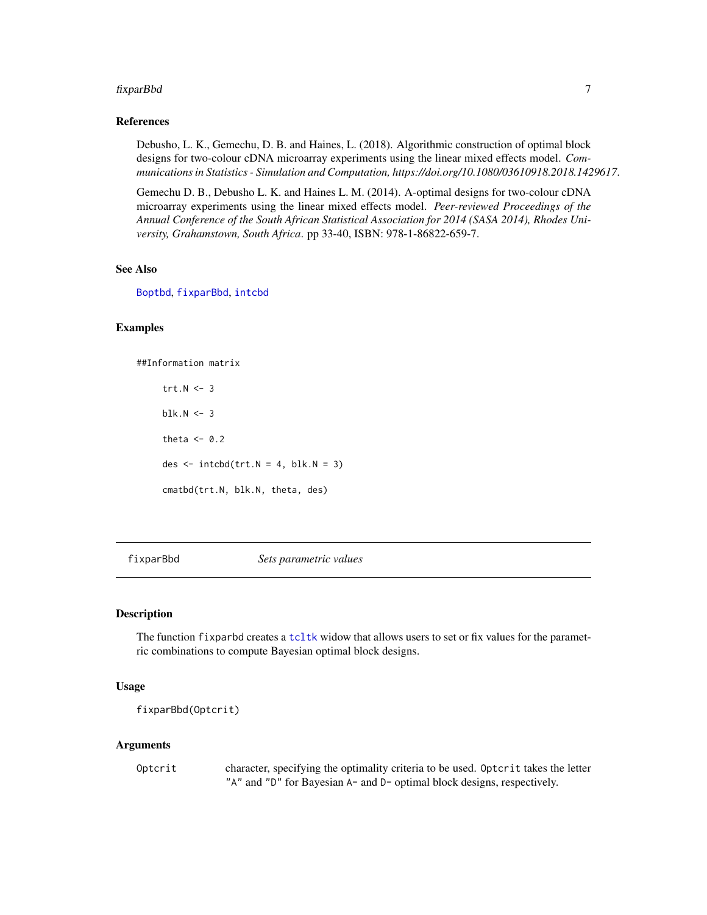### References

Debusho, L. K., Gemechu, D. B. and Haines, L. (2018). Algorithmic construction of optimal block designs for two-colour cDNA microarray experiments using the linear mixed effects model. *Communications in Statistics - Simulation and Computation, https://doi.org/10.1080/03610918.2018.1429617.*

Gemechu D. B., Debusho L. K. and Haines L. M. (2014). A-optimal designs for two-colour cDNA microarray experiments using the linear mixed effects model. *Peer-reviewed Proceedings of the Annual Conference of the South African Statistical Association for 2014 (SASA 2014), Rhodes University, Grahamstown, South Africa*. pp 33-40, ISBN: 978-1-86822-659-7.

### See Also

`Boptbd`, `fixparBbd`, `intcbd`

### Examples

```
##Information matrix

    trt.N <- 3

    blk.N <- 3

    theta <- 0.2

    des <- intcbd(trt.N = 4, blk.N = 3)

    cmatbd(trt.N, blk.N, theta, des)
```

---

## fixparBbd — *Sets parametric values*

### Description

The function `fixparbd` creates a `tcltk` widow that allows users to set or fix values for the parametric combinations to compute Bayesian optimal block designs.

### Usage

```
fixparBbd(Optcrit)
```

### Arguments

| | |
|---|---|
| `Optcrit` | character, specifying the optimality criteria to be used. `Optcrit` takes the letter `"A"` and `"D"` for Bayesian `A`- and `D`- optimal block designs, respectively. |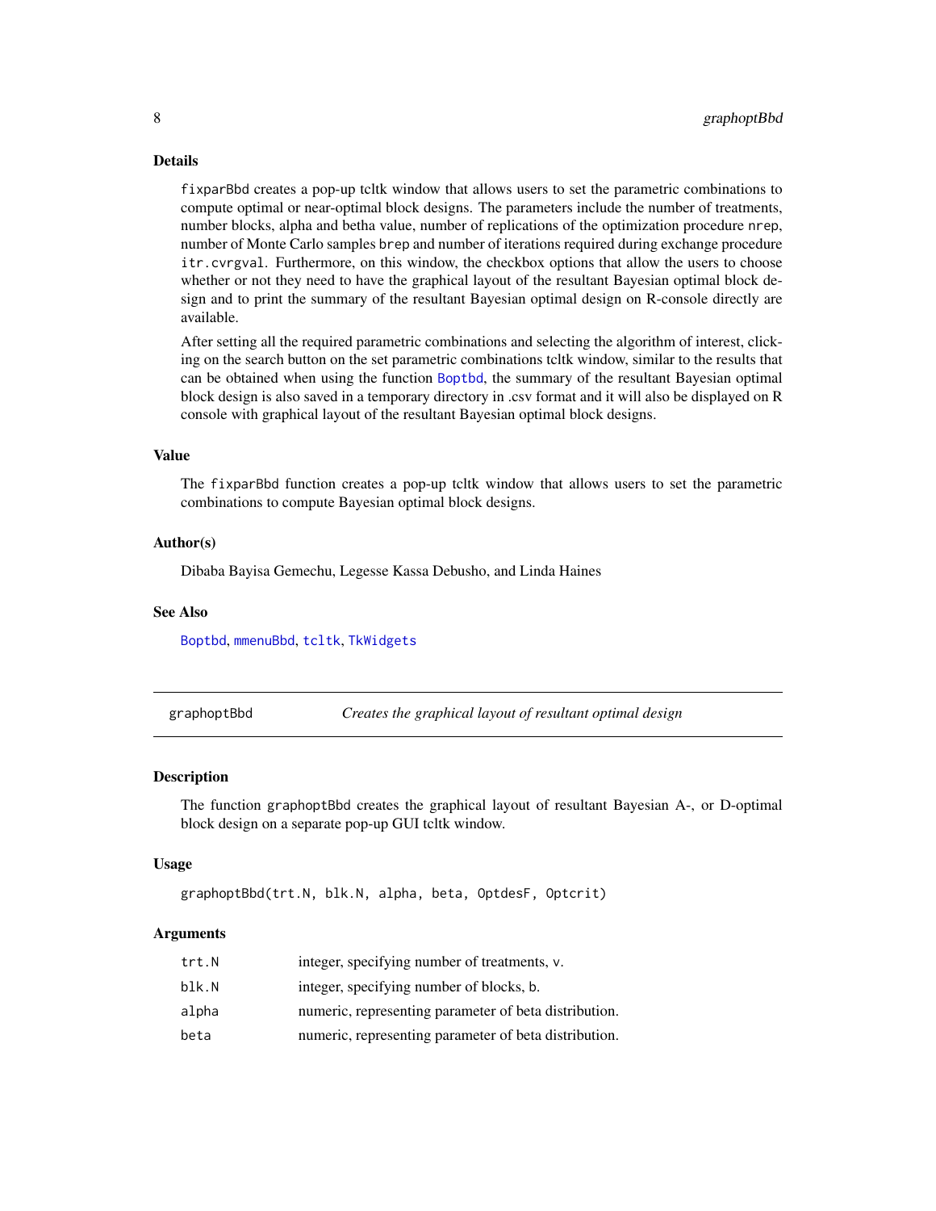### Details

fixparBbd creates a pop-up tcltk window that allows users to set the parametric combinations to compute optimal or near-optimal block designs. The parameters include the number of treatments, number blocks, alpha and betha value, number of replications of the optimization procedure nrep, number of Monte Carlo samples brep and number of iterations required during exchange procedure itr.cvrgval. Furthermore, on this window, the checkbox options that allow the users to choose whether or not they need to have the graphical layout of the resultant Bayesian optimal block design and to print the summary of the resultant Bayesian optimal design on R-console directly are available.

After setting all the required parametric combinations and selecting the algorithm of interest, clicking on the search button on the set parametric combinations tcltk window, similar to the results that can be obtained when using the function Boptbd, the summary of the resultant Bayesian optimal block design is also saved in a temporary directory in .csv format and it will also be displayed on R console with graphical layout of the resultant Bayesian optimal block designs.

### Value

The fixparBbd function creates a pop-up tcltk window that allows users to set the parametric combinations to compute Bayesian optimal block designs.

### Author(s)

Dibaba Bayisa Gemechu, Legesse Kassa Debusho, and Linda Haines

### See Also

Boptbd, mmenuBbd, tcltk, TkWidgets

---

## graphoptBbd — *Creates the graphical layout of resultant optimal design*

### Description

The function graphoptBbd creates the graphical layout of resultant Bayesian A-, or D-optimal block design on a separate pop-up GUI tcltk window.

### Usage

```
graphoptBbd(trt.N, blk.N, alpha, beta, OptdesF, Optcrit)
```

### Arguments

| | |
|---|---|
| trt.N | integer, specifying number of treatments, v. |
| blk.N | integer, specifying number of blocks, b. |
| alpha | numeric, representing parameter of beta distribution. |
| beta | numeric, representing parameter of beta distribution. |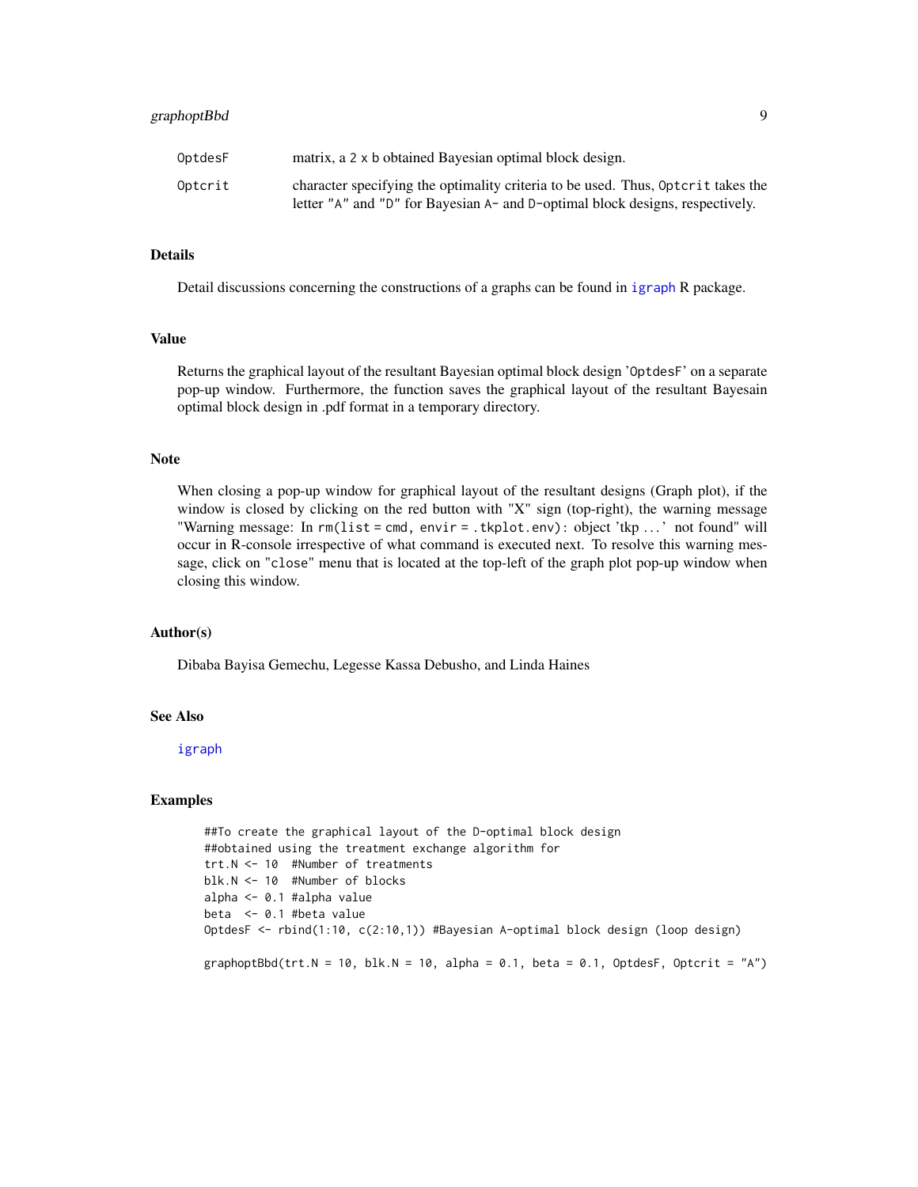| | |
|---|---|
| `OptdesF` | matrix, a 2 x b obtained Bayesian optimal block design. |
| `Optcrit` | character specifying the optimality criteria to be used. Thus, `Optcrit` takes the letter "A" and "D" for Bayesian A- and D-optimal block designs, respectively. |

## Details

Detail discussions concerning the constructions of a graphs can be found in igraph R package.

## Value

Returns the graphical layout of the resultant Bayesian optimal block design 'OptdesF' on a separate pop-up window. Furthermore, the function saves the graphical layout of the resultant Bayesain optimal block design in .pdf format in a temporary directory.

## Note

When closing a pop-up window for graphical layout of the resultant designs (Graph plot), if the window is closed by clicking on the red button with "X" sign (top-right), the warning message "Warning message: In `rm(list = cmd, envir = .tkplot.env)`: object 'tkp ...' not found" will occur in R-console irrespective of what command is executed next. To resolve this warning message, click on "close" menu that is located at the top-left of the graph plot pop-up window when closing this window.

## Author(s)

Dibaba Bayisa Gemechu, Legesse Kassa Debusho, and Linda Haines

## See Also

igraph

## Examples

```
##To create the graphical layout of the D-optimal block design
##obtained using the treatment exchange algorithm for
trt.N <- 10  #Number of treatments
blk.N <- 10  #Number of blocks
alpha <- 0.1 #alpha value
beta  <- 0.1 #beta value
OptdesF <- rbind(1:10, c(2:10,1)) #Bayesian A-optimal block design (loop design)

graphoptBbd(trt.N = 10, blk.N = 10, alpha = 0.1, beta = 0.1, OptdesF, Optcrit = "A")
```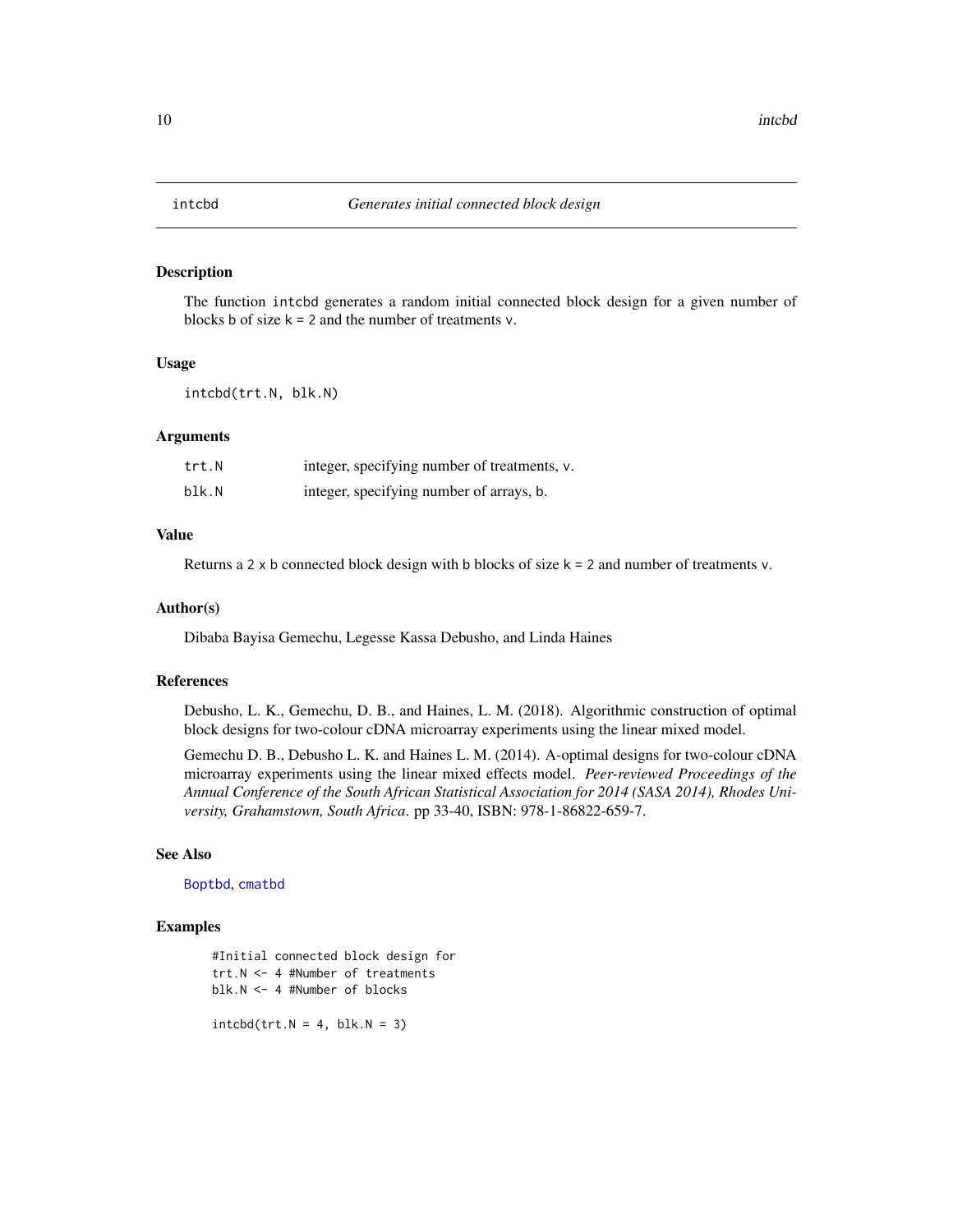## intcbd — *Generates initial connected block design*

### Description

The function `intcbd` generates a random initial connected block design for a given number of blocks b of size k = 2 and the number of treatments v.

### Usage

```
intcbd(trt.N, blk.N)
```

### Arguments

| | |
|---|---|
| `trt.N` | integer, specifying number of treatments, v. |
| `blk.N` | integer, specifying number of arrays, b. |

### Value

Returns a 2 x b connected block design with b blocks of size k = 2 and number of treatments v.

### Author(s)

Dibaba Bayisa Gemechu, Legesse Kassa Debusho, and Linda Haines

### References

Debusho, L. K., Gemechu, D. B., and Haines, L. M. (2018). Algorithmic construction of optimal block designs for two-colour cDNA microarray experiments using the linear mixed model.

Gemechu D. B., Debusho L. K. and Haines L. M. (2014). A-optimal designs for two-colour cDNA microarray experiments using the linear mixed effects model. *Peer-reviewed Proceedings of the Annual Conference of the South African Statistical Association for 2014 (SASA 2014), Rhodes University, Grahamstown, South Africa*. pp 33-40, ISBN: 978-1-86822-659-7.

### See Also

Boptbd, cmatbd

### Examples

```
#Initial connected block design for
trt.N <- 4 #Number of treatments
blk.N <- 4 #Number of blocks

intcbd(trt.N = 4, blk.N = 3)
```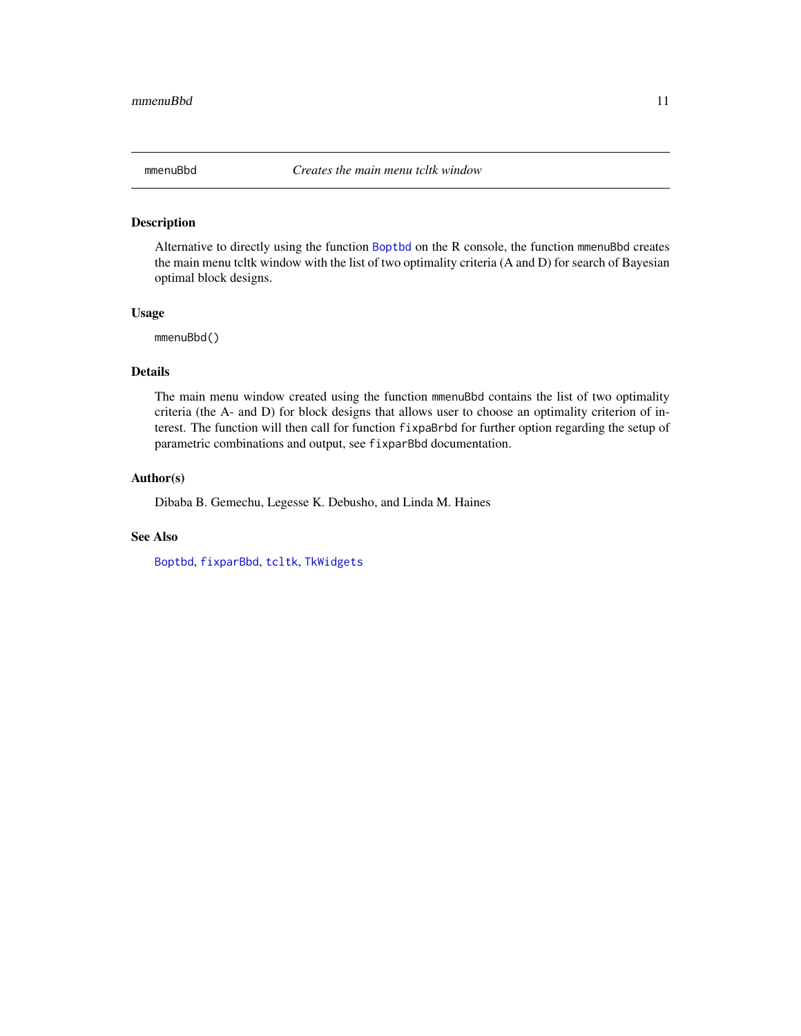mmenuBbd — *Creates the main menu tcltk window*

## Description

Alternative to directly using the function Boptbd on the R console, the function mmenuBbd creates the main menu tcltk window with the list of two optimality criteria (A and D) for search of Bayesian optimal block designs.

## Usage

```
mmenuBbd()
```

## Details

The main menu window created using the function mmenuBbd contains the list of two optimality criteria (the A- and D) for block designs that allows user to choose an optimality criterion of interest. The function will then call for function fixpaBrbd for further option regarding the setup of parametric combinations and output, see fixparBbd documentation.

## Author(s)

Dibaba B. Gemechu, Legesse K. Debusho, and Linda M. Haines

## See Also

Boptbd, fixparBbd, tcltk, TkWidgets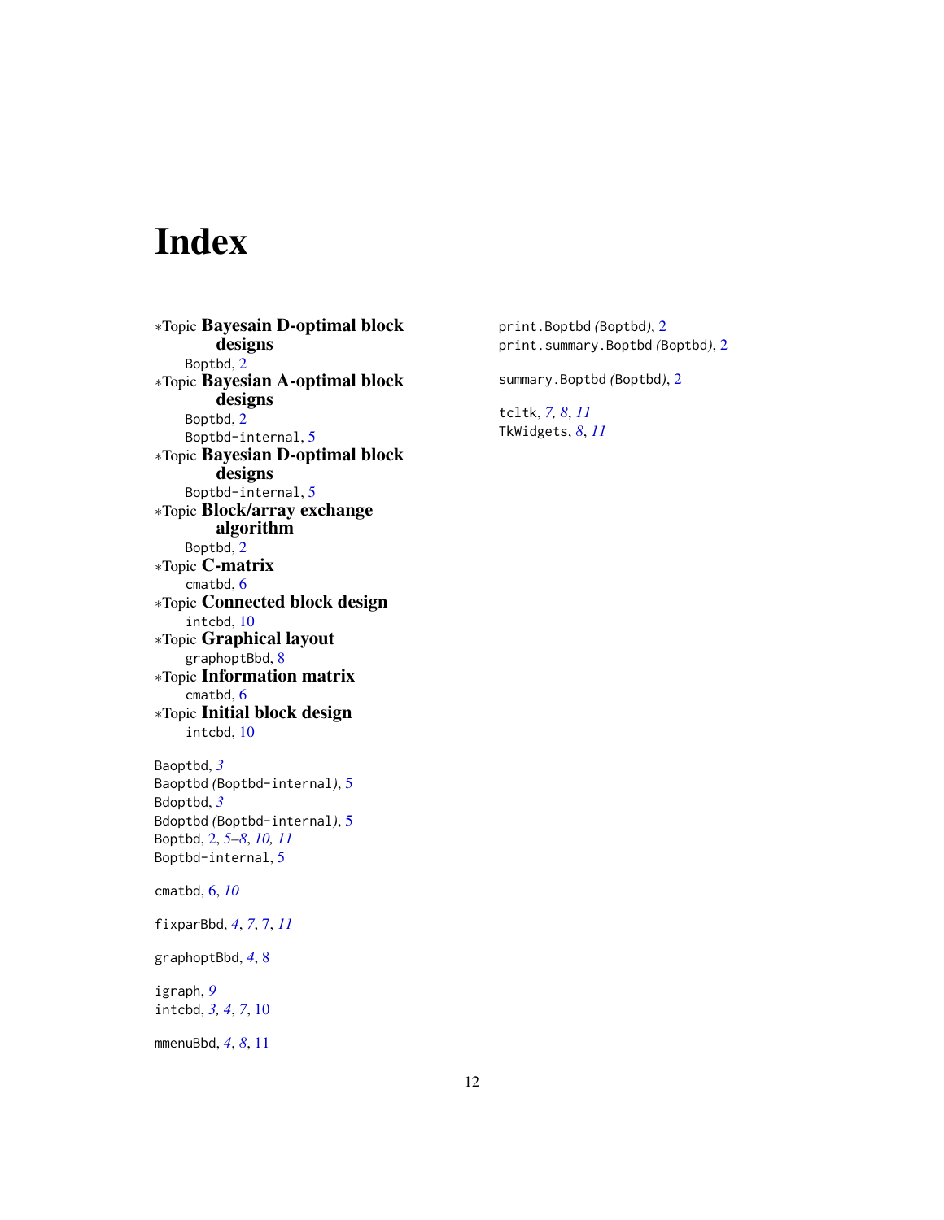# Index

∗Topic **Bayesain D-optimal block designs**
  Boptbd, 2

∗Topic **Bayesian A-optimal block designs**
  Boptbd, 2
  Boptbd-internal, 5

∗Topic **Bayesian D-optimal block designs**
  Boptbd-internal, 5

∗Topic **Block/array exchange algorithm**
  Boptbd, 2

∗Topic **C-matrix**
  cmatbd, 6

∗Topic **Connected block design**
  intcbd, 10

∗Topic **Graphical layout**
  graphoptBbd, 8

∗Topic **Information matrix**
  cmatbd, 6

∗Topic **Initial block design**
  intcbd, 10

Baoptbd, *3*
Baoptbd *(*Boptbd-internal*)*, 5
Bdoptbd, *3*
Bdoptbd *(*Boptbd-internal*)*, 5
Boptbd, 2, *5–8*, *10, 11*
Boptbd-internal, 5

cmatbd, 6, *10*

fixparBbd, *4*, *7*, 7, *11*

graphoptBbd, *4*, 8

igraph, *9*
intcbd, *3, 4*, *7*, 10

mmenuBbd, *4*, *8*, 11

print.Boptbd *(*Boptbd*)*, 2
print.summary.Boptbd *(*Boptbd*)*, 2

summary.Boptbd *(*Boptbd*)*, 2

tcltk, *7, 8*, *11*
TkWidgets, *8*, *11*